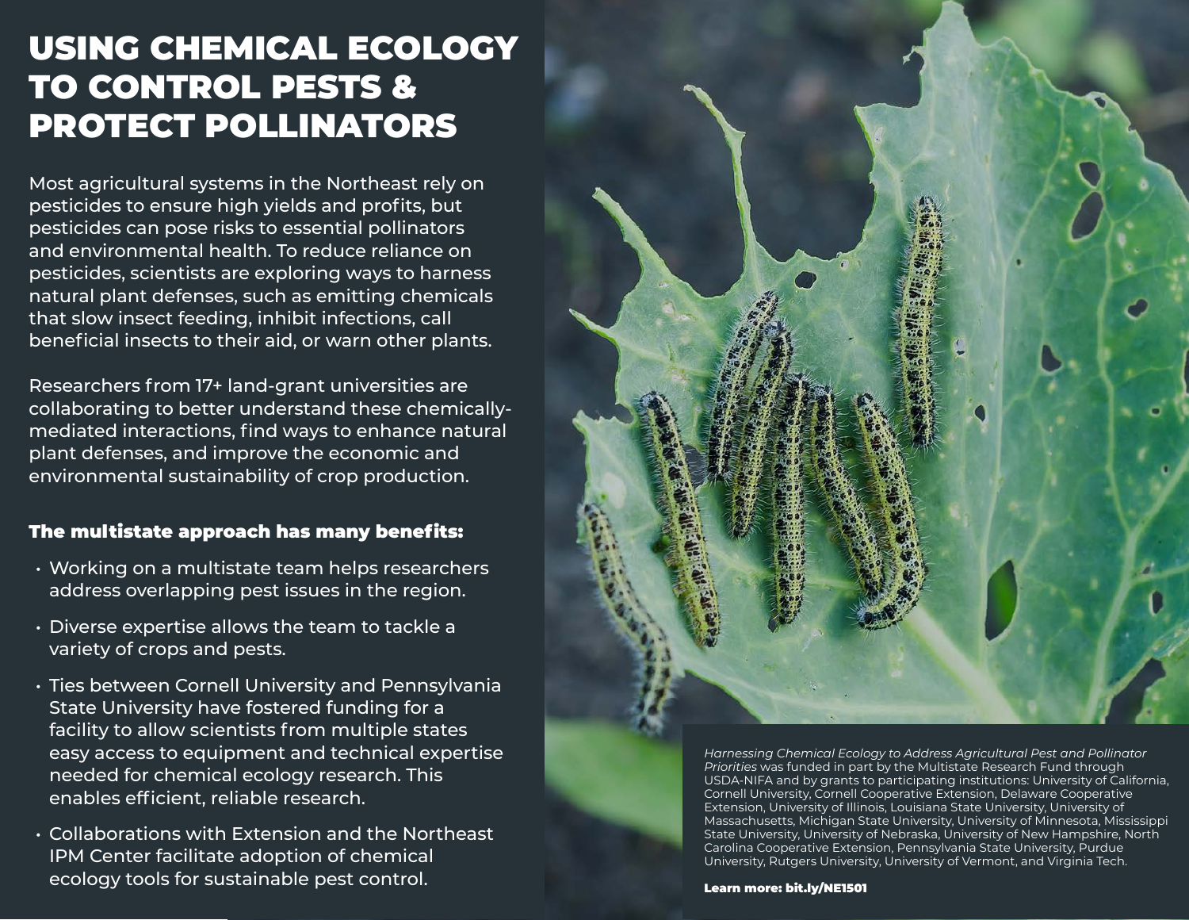# USING CHEMICAL ECOLOGY TO CONTROL PESTS & PROTECT POLLINATORS

Most agricultural systems in the Northeast rely on pesticides to ensure high yields and profits, but pesticides can pose risks to essential pollinators and environmental health. To reduce reliance on pesticides, scientists are exploring ways to harness natural plant defenses, such as emitting chemicals that slow insect feeding, inhibit infections, call beneficial insects to their aid, or warn other plants.

Researchers from 17+ land-grant universities are collaborating to better understand these chemically-mediated interactions, find ways to enhance natural plant defenses, and improve the economic and environmental sustainability of crop production.

### The multistate approach has many benefits:

- Working on a multistate team helps researchers address overlapping pest issues in the region.
- Diverse expertise allows the team to tackle a variety of crops and pests.
- Ties between Cornell University and Pennsylvania State University have fostered funding for a facility to allow scientists from multiple states easy access to equipment and technical expertise needed for chemical ecology research. This enables efficient, reliable research.
- Collaborations with Extension and the Northeast IPM Center facilitate adoption of chemical ecology tools for sustainable pest control.

*Harnessing Chemical Ecology to Address Agricultural Pest and Pollinator Priorities* was funded in part by the Multistate Research Fund through USDA-NIFA and by grants to participating institutions: University of California, Cornell University, Cornell Cooperative Extension, Delaware Cooperative Extension, University of Illinois, Louisiana State University, University of Massachusetts, Michigan State University, University of Minnesota, Mississippi State University, University of Nebraska, University of New Hampshire, North Carolina Cooperative Extension, Pennsylvania State University, Purdue University, Rutgers University, University of Vermont, and Virginia Tech.

**Learn more: bit.ly/NE1501**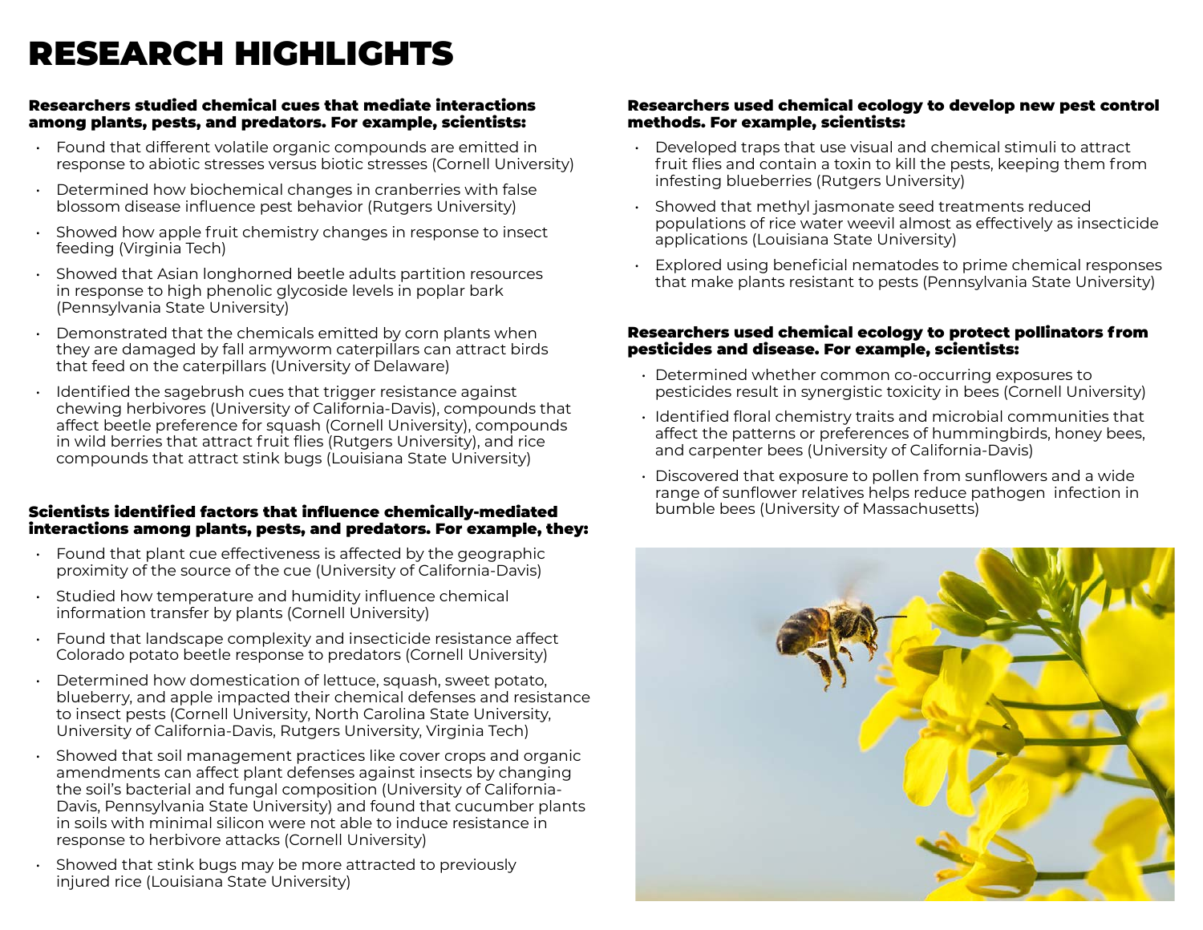# RESEARCH HIGHLIGHTS

**Researchers studied chemical cues that mediate interactions among plants, pests, and predators. For example, scientists:**

- Found that different volatile organic compounds are emitted in response to abiotic stresses versus biotic stresses (Cornell University)
- Determined how biochemical changes in cranberries with false blossom disease influence pest behavior (Rutgers University)
- Showed how apple fruit chemistry changes in response to insect feeding (Virginia Tech)
- Showed that Asian longhorned beetle adults partition resources in response to high phenolic glycoside levels in poplar bark (Pennsylvania State University)
- Demonstrated that the chemicals emitted by corn plants when they are damaged by fall armyworm caterpillars can attract birds that feed on the caterpillars (University of Delaware)
- Identified the sagebrush cues that trigger resistance against chewing herbivores (University of California-Davis), compounds that affect beetle preference for squash (Cornell University), compounds in wild berries that attract fruit flies (Rutgers University), and rice compounds that attract stink bugs (Louisiana State University)

**Scientists identified factors that influence chemically-mediated interactions among plants, pests, and predators. For example, they:**

- Found that plant cue effectiveness is affected by the geographic proximity of the source of the cue (University of California-Davis)
- Studied how temperature and humidity influence chemical information transfer by plants (Cornell University)
- Found that landscape complexity and insecticide resistance affect Colorado potato beetle response to predators (Cornell University)
- Determined how domestication of lettuce, squash, sweet potato, blueberry, and apple impacted their chemical defenses and resistance to insect pests (Cornell University, North Carolina State University, University of California-Davis, Rutgers University, Virginia Tech)
- Showed that soil management practices like cover crops and organic amendments can affect plant defenses against insects by changing the soil's bacterial and fungal composition (University of California-Davis, Pennsylvania State University) and found that cucumber plants in soils with minimal silicon were not able to induce resistance in response to herbivore attacks (Cornell University)
- Showed that stink bugs may be more attracted to previously injured rice (Louisiana State University)

**Researchers used chemical ecology to develop new pest control methods. For example, scientists:**

- Developed traps that use visual and chemical stimuli to attract fruit flies and contain a toxin to kill the pests, keeping them from infesting blueberries (Rutgers University)
- Showed that methyl jasmonate seed treatments reduced populations of rice water weevil almost as effectively as insecticide applications (Louisiana State University)
- Explored using beneficial nematodes to prime chemical responses that make plants resistant to pests (Pennsylvania State University)

**Researchers used chemical ecology to protect pollinators from pesticides and disease. For example, scientists:**

- Determined whether common co-occurring exposures to pesticides result in synergistic toxicity in bees (Cornell University)
- Identified floral chemistry traits and microbial communities that affect the patterns or preferences of hummingbirds, honey bees, and carpenter bees (University of California-Davis)
- Discovered that exposure to pollen from sunflowers and a wide range of sunflower relatives helps reduce pathogen infection in bumble bees (University of Massachusetts)